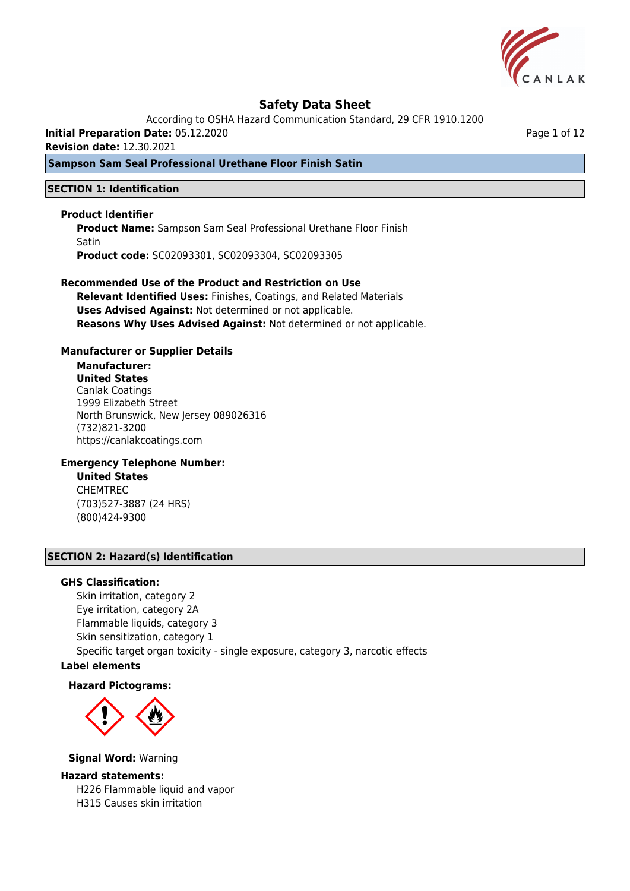# Safety Data Sheet

According to OSHA Hazard Communication Standard, 29 CFR 1910.1200

**Initial Preparation Date:** 05.12.2020

**Revision date:** 12.30.2021

## Sampson Sam Seal Professional Urethane Floor Finish Satin

## SECTION 1: Identification

### Product Identifier

**Product Name:** Sampson Sam Seal Professional Urethane Floor Finish Satin

**Product code:** SC02093301, SC02093304, SC02093305

### Recommended Use of the Product and Restriction on Use

**Relevant Identified Uses:** Finishes, Coatings, and Related Materials

**Uses Advised Against:** Not determined or not applicable.

**Reasons Why Uses Advised Against:** Not determined or not applicable.

### Manufacturer or Supplier Details

**Manufacturer:**

**United States**

Canlak Coatings
1999 Elizabeth Street
North Brunswick, New Jersey 089026316
(732)821-3200
https://canlakcoatings.com

### Emergency Telephone Number:

**United States**

CHEMTREC
(703)527-3887 (24 HRS)
(800)424-9300

## SECTION 2: Hazard(s) Identification

### GHS Classification:

Skin irritation, category 2
Eye irritation, category 2A
Flammable liquids, category 3
Skin sensitization, category 1
Specific target organ toxicity - single exposure, category 3, narcotic effects

### Label elements

**Hazard Pictograms:**

**Signal Word:** Warning

### Hazard statements:

H226 Flammable liquid and vapor
H315 Causes skin irritation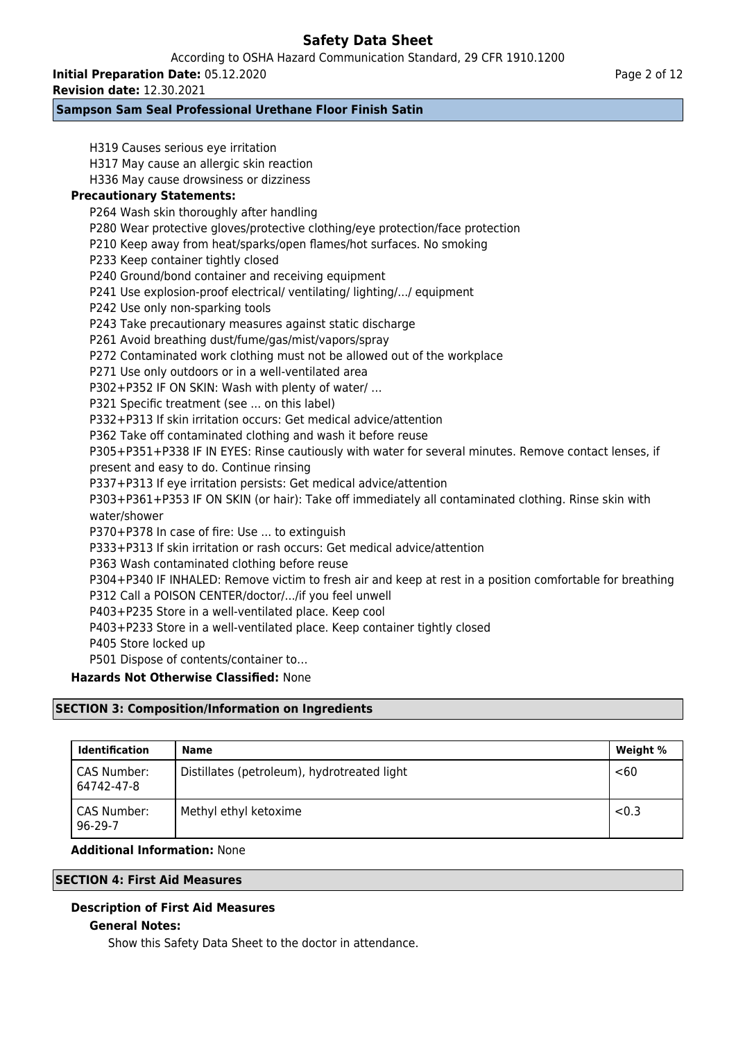H319 Causes serious eye irritation
H317 May cause an allergic skin reaction
H336 May cause drowsiness or dizziness

**Precautionary Statements:**

P264 Wash skin thoroughly after handling
P280 Wear protective gloves/protective clothing/eye protection/face protection
P210 Keep away from heat/sparks/open flames/hot surfaces. No smoking
P233 Keep container tightly closed
P240 Ground/bond container and receiving equipment
P241 Use explosion-proof electrical/ ventilating/ lighting/.../ equipment
P242 Use only non-sparking tools
P243 Take precautionary measures against static discharge
P261 Avoid breathing dust/fume/gas/mist/vapors/spray
P272 Contaminated work clothing must not be allowed out of the workplace
P271 Use only outdoors or in a well-ventilated area
P302+P352 IF ON SKIN: Wash with plenty of water/ …
P321 Specific treatment (see ... on this label)
P332+P313 If skin irritation occurs: Get medical advice/attention
P362 Take off contaminated clothing and wash it before reuse
P305+P351+P338 IF IN EYES: Rinse cautiously with water for several minutes. Remove contact lenses, if present and easy to do. Continue rinsing
P337+P313 If eye irritation persists: Get medical advice/attention
P303+P361+P353 IF ON SKIN (or hair): Take off immediately all contaminated clothing. Rinse skin with water/shower
P370+P378 In case of fire: Use ... to extinguish
P333+P313 If skin irritation or rash occurs: Get medical advice/attention
P363 Wash contaminated clothing before reuse
P304+P340 IF INHALED: Remove victim to fresh air and keep at rest in a position comfortable for breathing
P312 Call a POISON CENTER/doctor/.../if you feel unwell
P403+P235 Store in a well-ventilated place. Keep cool
P403+P233 Store in a well-ventilated place. Keep container tightly closed
P405 Store locked up
P501 Dispose of contents/container to…

**Hazards Not Otherwise Classified:** None

## SECTION 3: Composition/Information on Ingredients

| Identification | Name | Weight % |
|---|---|---|
| CAS Number: 64742-47-8 | Distillates (petroleum), hydrotreated light | <60 |
| CAS Number: 96-29-7 | Methyl ethyl ketoxime | <0.3 |

**Additional Information:** None

## SECTION 4: First Aid Measures

### Description of First Aid Measures

**General Notes:**

Show this Safety Data Sheet to the doctor in attendance.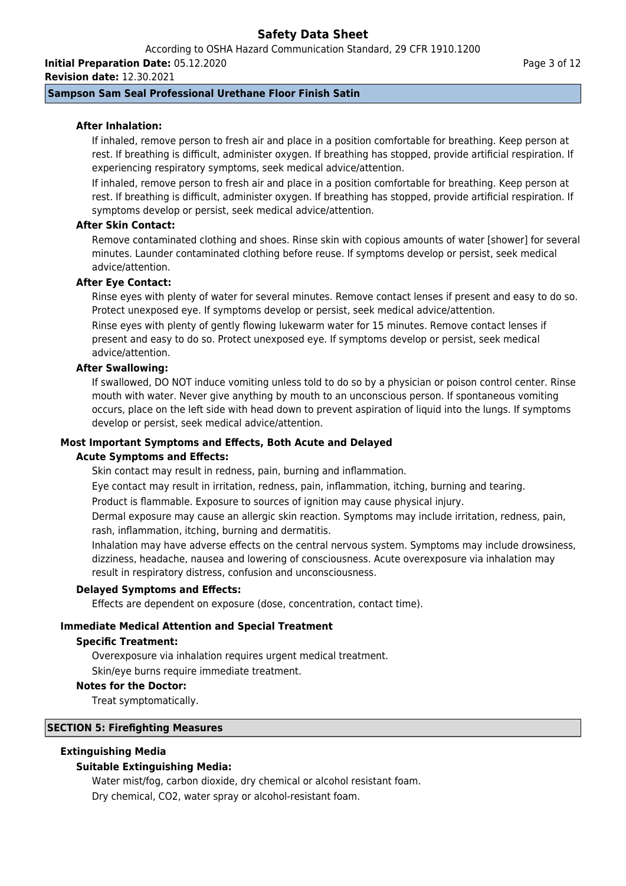### After Inhalation:

If inhaled, remove person to fresh air and place in a position comfortable for breathing. Keep person at rest. If breathing is difficult, administer oxygen. If breathing has stopped, provide artificial respiration. If experiencing respiratory symptoms, seek medical advice/attention.

If inhaled, remove person to fresh air and place in a position comfortable for breathing. Keep person at rest. If breathing is difficult, administer oxygen. If breathing has stopped, provide artificial respiration. If symptoms develop or persist, seek medical advice/attention.

### After Skin Contact:

Remove contaminated clothing and shoes. Rinse skin with copious amounts of water [shower] for several minutes. Launder contaminated clothing before reuse. If symptoms develop or persist, seek medical advice/attention.

### After Eye Contact:

Rinse eyes with plenty of water for several minutes. Remove contact lenses if present and easy to do so. Protect unexposed eye. If symptoms develop or persist, seek medical advice/attention.

Rinse eyes with plenty of gently flowing lukewarm water for 15 minutes. Remove contact lenses if present and easy to do so. Protect unexposed eye. If symptoms develop or persist, seek medical advice/attention.

### After Swallowing:

If swallowed, DO NOT induce vomiting unless told to do so by a physician or poison control center. Rinse mouth with water. Never give anything by mouth to an unconscious person. If spontaneous vomiting occurs, place on the left side with head down to prevent aspiration of liquid into the lungs. If symptoms develop or persist, seek medical advice/attention.

## Most Important Symptoms and Effects, Both Acute and Delayed

### Acute Symptoms and Effects:

Skin contact may result in redness, pain, burning and inflammation.

Eye contact may result in irritation, redness, pain, inflammation, itching, burning and tearing.

Product is flammable. Exposure to sources of ignition may cause physical injury.

Dermal exposure may cause an allergic skin reaction. Symptoms may include irritation, redness, pain, rash, inflammation, itching, burning and dermatitis.

Inhalation may have adverse effects on the central nervous system. Symptoms may include drowsiness, dizziness, headache, nausea and lowering of consciousness. Acute overexposure via inhalation may result in respiratory distress, confusion and unconsciousness.

### Delayed Symptoms and Effects:

Effects are dependent on exposure (dose, concentration, contact time).

## Immediate Medical Attention and Special Treatment

### Specific Treatment:

Overexposure via inhalation requires urgent medical treatment.

Skin/eye burns require immediate treatment.

### Notes for the Doctor:

Treat symptomatically.

# SECTION 5: Firefighting Measures

## Extinguishing Media

### Suitable Extinguishing Media:

Water mist/fog, carbon dioxide, dry chemical or alcohol resistant foam.

Dry chemical, $CO_2$, water spray or alcohol-resistant foam.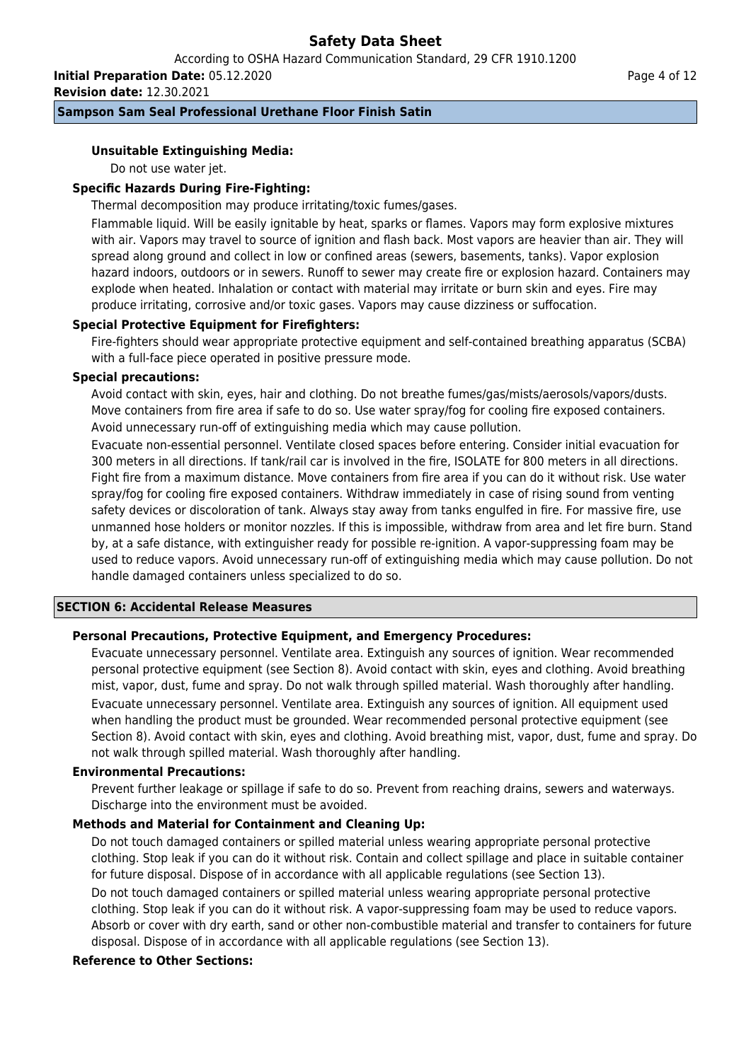**Unsuitable Extinguishing Media:**

Do not use water jet.

**Specific Hazards During Fire-Fighting:**

Thermal decomposition may produce irritating/toxic fumes/gases.

Flammable liquid. Will be easily ignitable by heat, sparks or flames. Vapors may form explosive mixtures with air. Vapors may travel to source of ignition and flash back. Most vapors are heavier than air. They will spread along ground and collect in low or confined areas (sewers, basements, tanks). Vapor explosion hazard indoors, outdoors or in sewers. Runoff to sewer may create fire or explosion hazard. Containers may explode when heated. Inhalation or contact with material may irritate or burn skin and eyes. Fire may produce irritating, corrosive and/or toxic gases. Vapors may cause dizziness or suffocation.

**Special Protective Equipment for Firefighters:**

Fire-fighters should wear appropriate protective equipment and self-contained breathing apparatus (SCBA) with a full-face piece operated in positive pressure mode.

**Special precautions:**

Avoid contact with skin, eyes, hair and clothing. Do not breathe fumes/gas/mists/aerosols/vapors/dusts. Move containers from fire area if safe to do so. Use water spray/fog for cooling fire exposed containers. Avoid unnecessary run-off of extinguishing media which may cause pollution.

Evacuate non-essential personnel. Ventilate closed spaces before entering. Consider initial evacuation for 300 meters in all directions. If tank/rail car is involved in the fire, ISOLATE for 800 meters in all directions. Fight fire from a maximum distance. Move containers from fire area if you can do it without risk. Use water spray/fog for cooling fire exposed containers. Withdraw immediately in case of rising sound from venting safety devices or discoloration of tank. Always stay away from tanks engulfed in fire. For massive fire, use unmanned hose holders or monitor nozzles. If this is impossible, withdraw from area and let fire burn. Stand by, at a safe distance, with extinguisher ready for possible re-ignition. A vapor-suppressing foam may be used to reduce vapors. Avoid unnecessary run-off of extinguishing media which may cause pollution. Do not handle damaged containers unless specialized to do so.

## SECTION 6: Accidental Release Measures

**Personal Precautions, Protective Equipment, and Emergency Procedures:**

Evacuate unnecessary personnel. Ventilate area. Extinguish any sources of ignition. Wear recommended personal protective equipment (see Section 8). Avoid contact with skin, eyes and clothing. Avoid breathing mist, vapor, dust, fume and spray. Do not walk through spilled material. Wash thoroughly after handling.

Evacuate unnecessary personnel. Ventilate area. Extinguish any sources of ignition. All equipment used when handling the product must be grounded. Wear recommended personal protective equipment (see Section 8). Avoid contact with skin, eyes and clothing. Avoid breathing mist, vapor, dust, fume and spray. Do not walk through spilled material. Wash thoroughly after handling.

**Environmental Precautions:**

Prevent further leakage or spillage if safe to do so. Prevent from reaching drains, sewers and waterways. Discharge into the environment must be avoided.

**Methods and Material for Containment and Cleaning Up:**

Do not touch damaged containers or spilled material unless wearing appropriate personal protective clothing. Stop leak if you can do it without risk. Contain and collect spillage and place in suitable container for future disposal. Dispose of in accordance with all applicable regulations (see Section 13).

Do not touch damaged containers or spilled material unless wearing appropriate personal protective clothing. Stop leak if you can do it without risk. A vapor-suppressing foam may be used to reduce vapors. Absorb or cover with dry earth, sand or other non-combustible material and transfer to containers for future disposal. Dispose of in accordance with all applicable regulations (see Section 13).

**Reference to Other Sections:**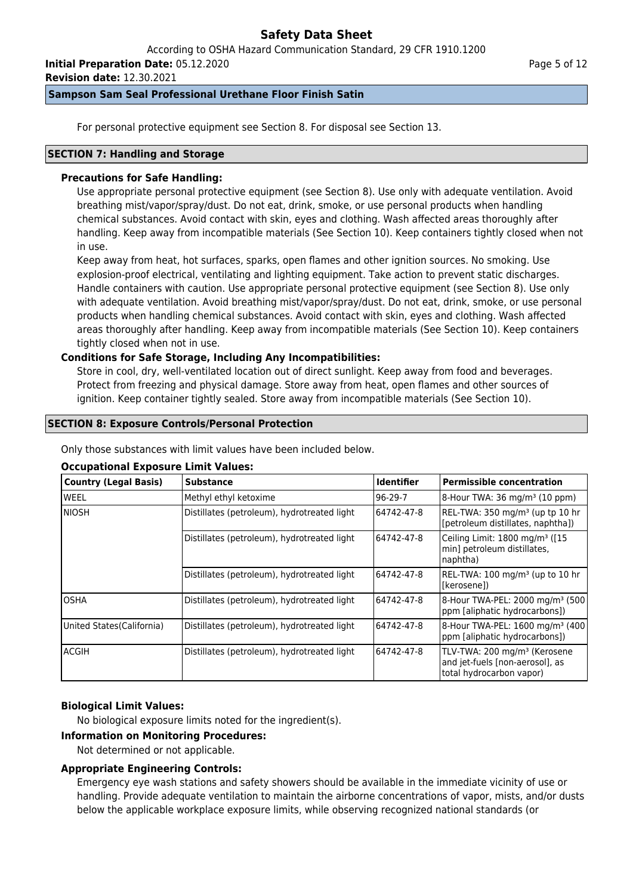For personal protective equipment see Section 8. For disposal see Section 13.

## SECTION 7: Handling and Storage

**Precautions for Safe Handling:**

Use appropriate personal protective equipment (see Section 8). Use only with adequate ventilation. Avoid breathing mist/vapor/spray/dust. Do not eat, drink, smoke, or use personal products when handling chemical substances. Avoid contact with skin, eyes and clothing. Wash affected areas thoroughly after handling. Keep away from incompatible materials (See Section 10). Keep containers tightly closed when not in use.

Keep away from heat, hot surfaces, sparks, open flames and other ignition sources. No smoking. Use explosion-proof electrical, ventilating and lighting equipment. Take action to prevent static discharges. Handle containers with caution. Use appropriate personal protective equipment (see Section 8). Use only with adequate ventilation. Avoid breathing mist/vapor/spray/dust. Do not eat, drink, smoke, or use personal products when handling chemical substances. Avoid contact with skin, eyes and clothing. Wash affected areas thoroughly after handling. Keep away from incompatible materials (See Section 10). Keep containers tightly closed when not in use.

**Conditions for Safe Storage, Including Any Incompatibilities:**

Store in cool, dry, well-ventilated location out of direct sunlight. Keep away from food and beverages. Protect from freezing and physical damage. Store away from heat, open flames and other sources of ignition. Keep container tightly sealed. Store away from incompatible materials (See Section 10).

## SECTION 8: Exposure Controls/Personal Protection

Only those substances with limit values have been included below.

**Occupational Exposure Limit Values:**

| Country (Legal Basis) | Substance | Identifier | Permissible concentration |
|---|---|---|---|
| WEEL | Methyl ethyl ketoxime | 96-29-7 | 8-Hour TWA: 36 mg/m³ (10 ppm) |
| NIOSH | Distillates (petroleum), hydrotreated light | 64742-47-8 | REL-TWA: 350 mg/m³ (up tp 10 hr [petroleum distillates, naphtha]) |
| | Distillates (petroleum), hydrotreated light | 64742-47-8 | Ceiling Limit: 1800 mg/m³ ([15 min] petroleum distillates, naphtha) |
| | Distillates (petroleum), hydrotreated light | 64742-47-8 | REL-TWA: 100 mg/m³ (up to 10 hr [kerosene]) |
| OSHA | Distillates (petroleum), hydrotreated light | 64742-47-8 | 8-Hour TWA-PEL: 2000 mg/m³ (500 ppm [aliphatic hydrocarbons]) |
| United States(California) | Distillates (petroleum), hydrotreated light | 64742-47-8 | 8-Hour TWA-PEL: 1600 mg/m³ (400 ppm [aliphatic hydrocarbons]) |
| ACGIH | Distillates (petroleum), hydrotreated light | 64742-47-8 | TLV-TWA: 200 mg/m³ (Kerosene and jet-fuels [non-aerosol], as total hydrocarbon vapor) |

**Biological Limit Values:**

No biological exposure limits noted for the ingredient(s).

**Information on Monitoring Procedures:**

Not determined or not applicable.

**Appropriate Engineering Controls:**

Emergency eye wash stations and safety showers should be available in the immediate vicinity of use or handling. Provide adequate ventilation to maintain the airborne concentrations of vapor, mists, and/or dusts below the applicable workplace exposure limits, while observing recognized national standards (or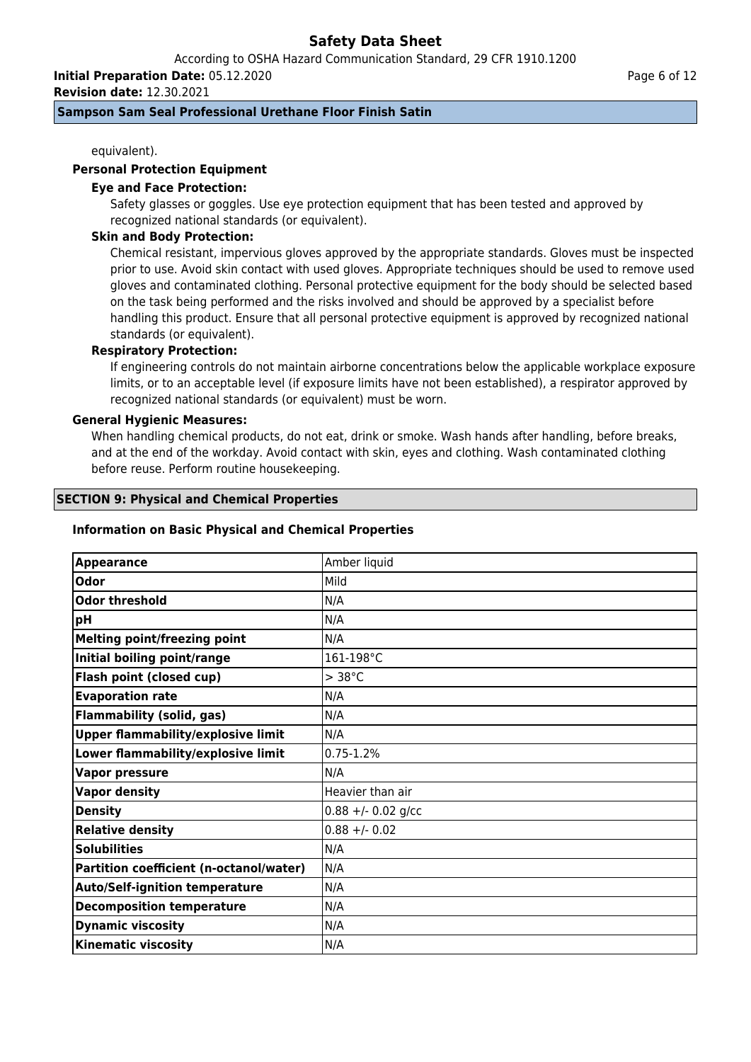equivalent).

**Personal Protection Equipment**

**Eye and Face Protection:**

Safety glasses or goggles. Use eye protection equipment that has been tested and approved by recognized national standards (or equivalent).

**Skin and Body Protection:**

Chemical resistant, impervious gloves approved by the appropriate standards. Gloves must be inspected prior to use. Avoid skin contact with used gloves. Appropriate techniques should be used to remove used gloves and contaminated clothing. Personal protective equipment for the body should be selected based on the task being performed and the risks involved and should be approved by a specialist before handling this product. Ensure that all personal protective equipment is approved by recognized national standards (or equivalent).

**Respiratory Protection:**

If engineering controls do not maintain airborne concentrations below the applicable workplace exposure limits, or to an acceptable level (if exposure limits have not been established), a respirator approved by recognized national standards (or equivalent) must be worn.

**General Hygienic Measures:**

When handling chemical products, do not eat, drink or smoke. Wash hands after handling, before breaks, and at the end of the workday. Avoid contact with skin, eyes and clothing. Wash contaminated clothing before reuse. Perform routine housekeeping.

## SECTION 9: Physical and Chemical Properties

**Information on Basic Physical and Chemical Properties**

| Property | Value |
|---|---|
| **Appearance** | Amber liquid |
| **Odor** | Mild |
| **Odor threshold** | N/A |
| **pH** | N/A |
| **Melting point/freezing point** | N/A |
| **Initial boiling point/range** | 161-198°C |
| **Flash point (closed cup)** | > 38°C |
| **Evaporation rate** | N/A |
| **Flammability (solid, gas)** | N/A |
| **Upper flammability/explosive limit** | N/A |
| **Lower flammability/explosive limit** | 0.75-1.2% |
| **Vapor pressure** | N/A |
| **Vapor density** | Heavier than air |
| **Density** | 0.88 +/- 0.02 g/cc |
| **Relative density** | 0.88 +/- 0.02 |
| **Solubilities** | N/A |
| **Partition coefficient (n-octanol/water)** | N/A |
| **Auto/Self-ignition temperature** | N/A |
| **Decomposition temperature** | N/A |
| **Dynamic viscosity** | N/A |
| **Kinematic viscosity** | N/A |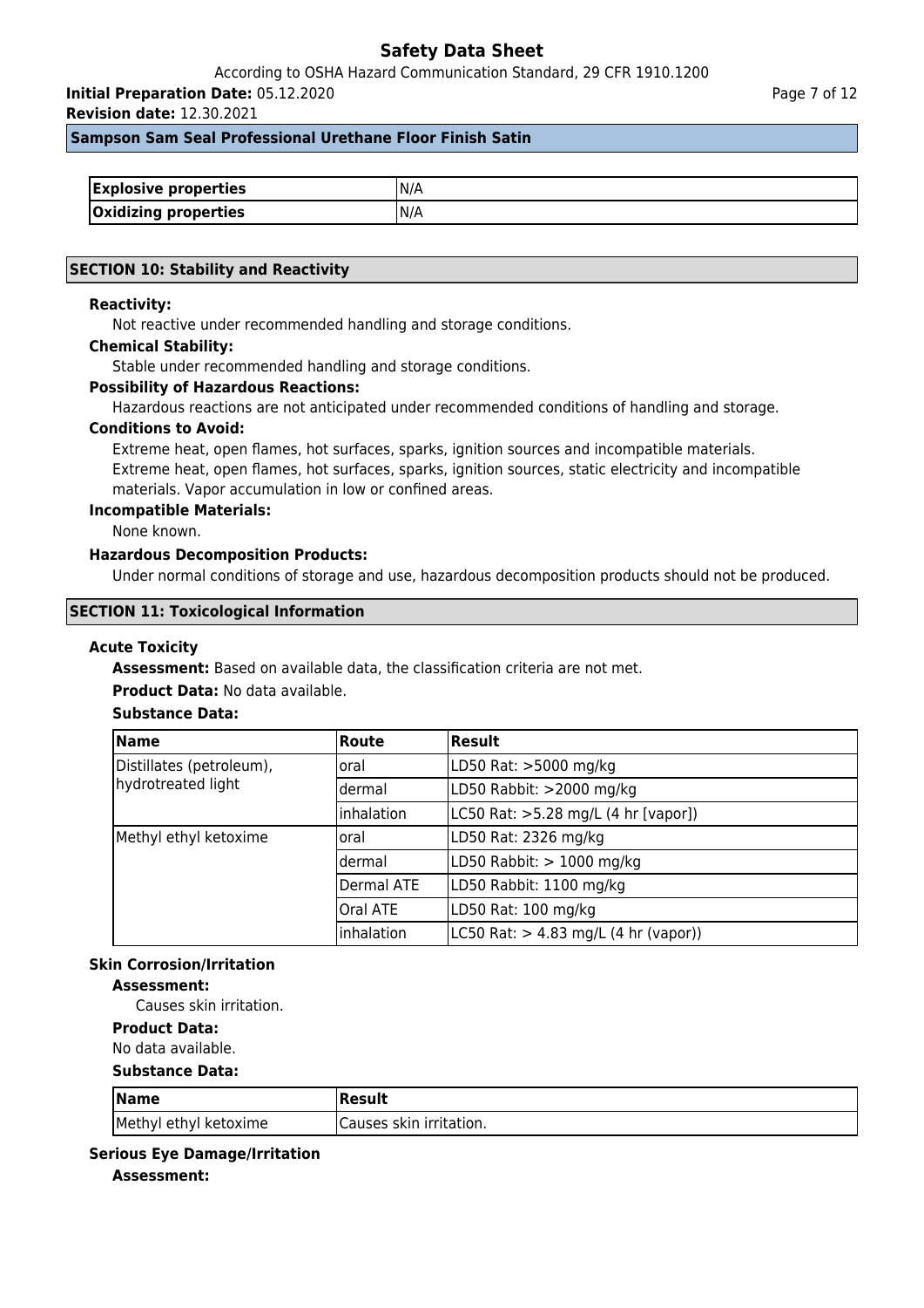## Sampson Sam Seal Professional Urethane Floor Finish Satin

| | |
|---|---|
| **Explosive properties** | N/A |
| **Oxidizing properties** | N/A |

## SECTION 10: Stability and Reactivity

**Reactivity:**

Not reactive under recommended handling and storage conditions.

**Chemical Stability:**

Stable under recommended handling and storage conditions.

**Possibility of Hazardous Reactions:**

Hazardous reactions are not anticipated under recommended conditions of handling and storage.

**Conditions to Avoid:**

Extreme heat, open flames, hot surfaces, sparks, ignition sources and incompatible materials. Extreme heat, open flames, hot surfaces, sparks, ignition sources, static electricity and incompatible materials. Vapor accumulation in low or confined areas.

**Incompatible Materials:**

None known.

**Hazardous Decomposition Products:**

Under normal conditions of storage and use, hazardous decomposition products should not be produced.

## SECTION 11: Toxicological Information

### Acute Toxicity

**Assessment:** Based on available data, the classification criteria are not met.

**Product Data:** No data available.

**Substance Data:**

| Name | Route | Result |
|---|---|---|
| Distillates (petroleum), hydrotreated light | oral | LD50 Rat: >5000 mg/kg |
| | dermal | LD50 Rabbit: >2000 mg/kg |
| | inhalation | LC50 Rat: >5.28 mg/L (4 hr [vapor]) |
| Methyl ethyl ketoxime | oral | LD50 Rat: 2326 mg/kg |
| | dermal | LD50 Rabbit: > 1000 mg/kg |
| | Dermal ATE | LD50 Rabbit: 1100 mg/kg |
| | Oral ATE | LD50 Rat: 100 mg/kg |
| | inhalation | LC50 Rat: > 4.83 mg/L (4 hr (vapor)) |

### Skin Corrosion/Irritation

**Assessment:**

Causes skin irritation.

**Product Data:**

No data available.

**Substance Data:**

| Name | Result |
|---|---|
| Methyl ethyl ketoxime | Causes skin irritation. |

### Serious Eye Damage/Irritation

**Assessment:**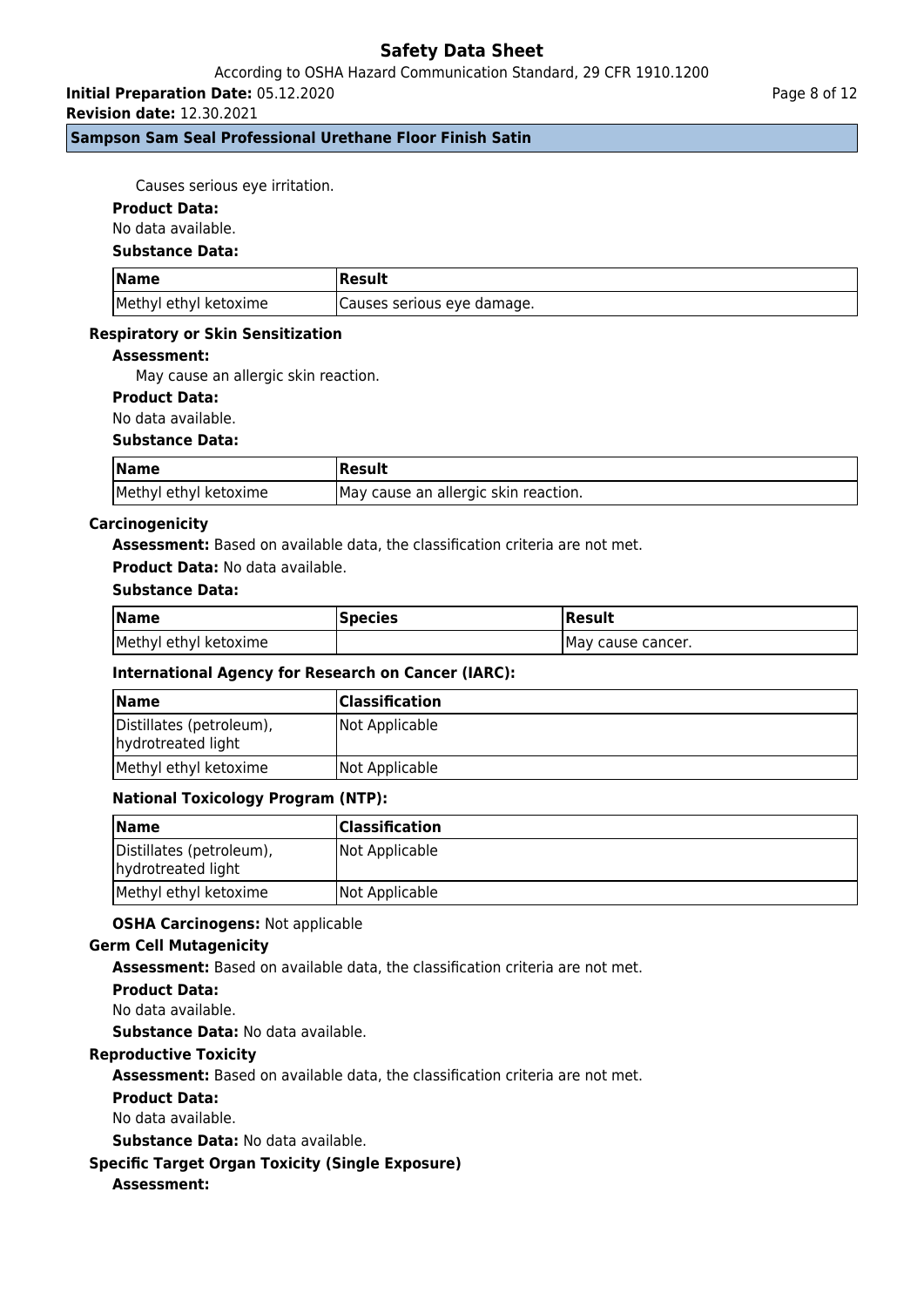Causes serious eye irritation.

**Product Data:**

No data available.

**Substance Data:**

| Name | Result |
|---|---|
| Methyl ethyl ketoxime | Causes serious eye damage. |

**Respiratory or Skin Sensitization**

**Assessment:**

May cause an allergic skin reaction.

**Product Data:**

No data available.

**Substance Data:**

| Name | Result |
|---|---|
| Methyl ethyl ketoxime | May cause an allergic skin reaction. |

**Carcinogenicity**

**Assessment:** Based on available data, the classification criteria are not met.

**Product Data:** No data available.

**Substance Data:**

| Name | Species | Result |
|---|---|---|
| Methyl ethyl ketoxime | | May cause cancer. |

**International Agency for Research on Cancer (IARC):**

| Name | Classification |
|---|---|
| Distillates (petroleum), hydrotreated light | Not Applicable |
| Methyl ethyl ketoxime | Not Applicable |

**National Toxicology Program (NTP):**

| Name | Classification |
|---|---|
| Distillates (petroleum), hydrotreated light | Not Applicable |
| Methyl ethyl ketoxime | Not Applicable |

**OSHA Carcinogens:** Not applicable

**Germ Cell Mutagenicity**

**Assessment:** Based on available data, the classification criteria are not met.

**Product Data:**

No data available.

**Substance Data:** No data available.

**Reproductive Toxicity**

**Assessment:** Based on available data, the classification criteria are not met.

**Product Data:**

No data available.

**Substance Data:** No data available.

**Specific Target Organ Toxicity (Single Exposure)**

**Assessment:**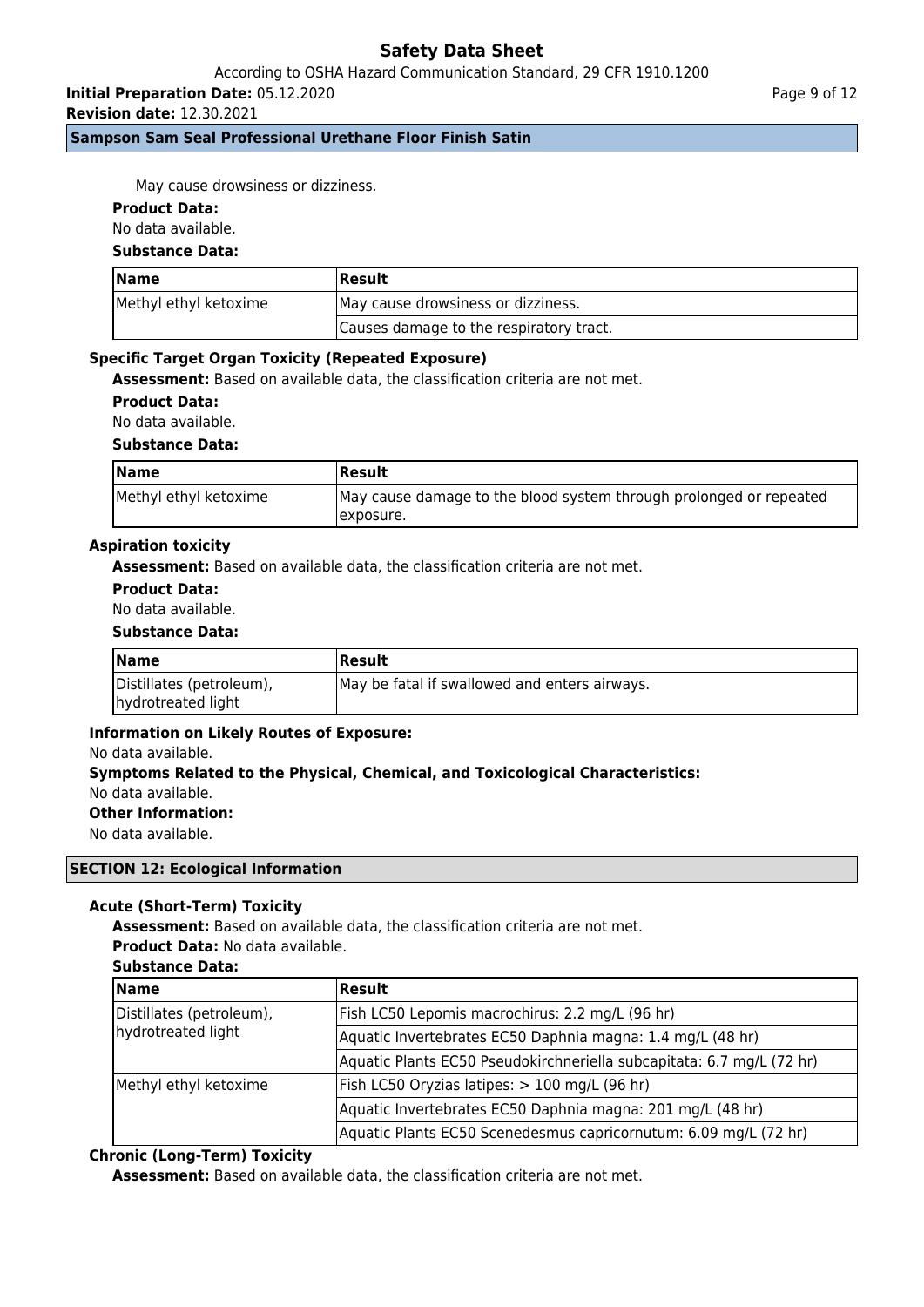May cause drowsiness or dizziness.

**Product Data:**

No data available.

**Substance Data:**

| Name | Result |
| --- | --- |
| Methyl ethyl ketoxime | May cause drowsiness or dizziness. |
| | Causes damage to the respiratory tract. |

### Specific Target Organ Toxicity (Repeated Exposure)

**Assessment:** Based on available data, the classification criteria are not met.

**Product Data:**

No data available.

**Substance Data:**

| Name | Result |
| --- | --- |
| Methyl ethyl ketoxime | May cause damage to the blood system through prolonged or repeated exposure. |

### Aspiration toxicity

**Assessment:** Based on available data, the classification criteria are not met.

**Product Data:**

No data available.

**Substance Data:**

| Name | Result |
| --- | --- |
| Distillates (petroleum), hydrotreated light | May be fatal if swallowed and enters airways. |

**Information on Likely Routes of Exposure:**

No data available.

**Symptoms Related to the Physical, Chemical, and Toxicological Characteristics:**

No data available.

**Other Information:**

No data available.

## SECTION 12: Ecological Information

### Acute (Short-Term) Toxicity

**Assessment:** Based on available data, the classification criteria are not met.

**Product Data:** No data available.

**Substance Data:**

| Name | Result |
| --- | --- |
| Distillates (petroleum), hydrotreated light | Fish LC50 Lepomis macrochirus: 2.2 mg/L (96 hr) |
| | Aquatic Invertebrates EC50 Daphnia magna: 1.4 mg/L (48 hr) |
| | Aquatic Plants EC50 Pseudokirchneriella subcapitata: 6.7 mg/L (72 hr) |
| Methyl ethyl ketoxime | Fish LC50 Oryzias latipes: > 100 mg/L (96 hr) |
| | Aquatic Invertebrates EC50 Daphnia magna: 201 mg/L (48 hr) |
| | Aquatic Plants EC50 Scenedesmus capricornutum: 6.09 mg/L (72 hr) |

### Chronic (Long-Term) Toxicity

**Assessment:** Based on available data, the classification criteria are not met.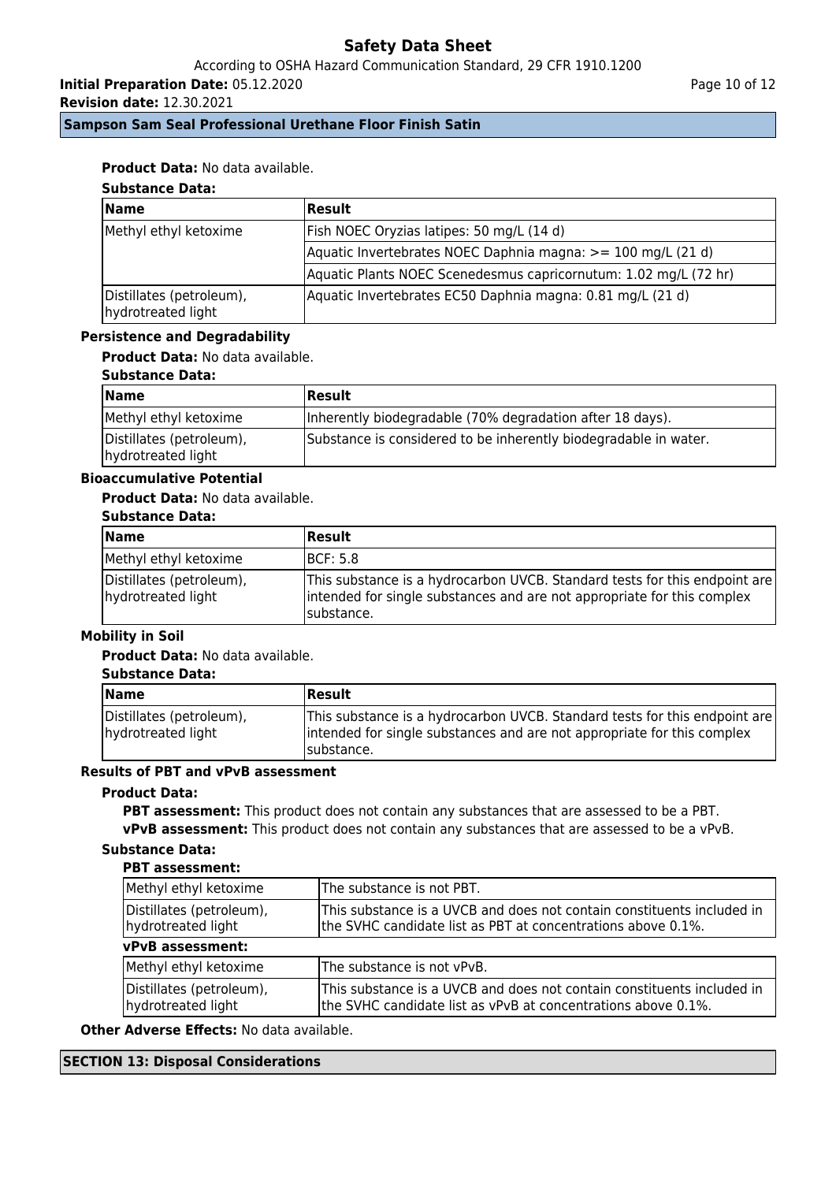**Product Data:** No data available.

**Substance Data:**

| Name | Result |
|---|---|
| Methyl ethyl ketoxime | Fish NOEC Oryzias latipes: 50 mg/L (14 d) |
| | Aquatic Invertebrates NOEC Daphnia magna: >= 100 mg/L (21 d) |
| | Aquatic Plants NOEC Scenedesmus capricornutum: 1.02 mg/L (72 hr) |
| Distillates (petroleum), hydrotreated light | Aquatic Invertebrates EC50 Daphnia magna: 0.81 mg/L (21 d) |

**Persistence and Degradability**

**Product Data:** No data available.

**Substance Data:**

| Name | Result |
|---|---|
| Methyl ethyl ketoxime | Inherently biodegradable (70% degradation after 18 days). |
| Distillates (petroleum), hydrotreated light | Substance is considered to be inherently biodegradable in water. |

**Bioaccumulative Potential**

**Product Data:** No data available.

**Substance Data:**

| Name | Result |
|---|---|
| Methyl ethyl ketoxime | BCF: 5.8 |
| Distillates (petroleum), hydrotreated light | This substance is a hydrocarbon UVCB. Standard tests for this endpoint are intended for single substances and are not appropriate for this complex substance. |

**Mobility in Soil**

**Product Data:** No data available.

**Substance Data:**

| Name | Result |
|---|---|
| Distillates (petroleum), hydrotreated light | This substance is a hydrocarbon UVCB. Standard tests for this endpoint are intended for single substances and are not appropriate for this complex substance. |

**Results of PBT and vPvB assessment**

**Product Data:**

**PBT assessment:** This product does not contain any substances that are assessed to be a PBT.

**vPvB assessment:** This product does not contain any substances that are assessed to be a vPvB.

**Substance Data:**

**PBT assessment:**

| | |
|---|---|
| Methyl ethyl ketoxime | The substance is not PBT. |
| Distillates (petroleum), hydrotreated light | This substance is a UVCB and does not contain constituents included in the SVHC candidate list as PBT at concentrations above 0.1%. |

**vPvB assessment:**

| | |
|---|---|
| Methyl ethyl ketoxime | The substance is not vPvB. |
| Distillates (petroleum), hydrotreated light | This substance is a UVCB and does not contain constituents included in the SVHC candidate list as vPvB at concentrations above 0.1%. |

**Other Adverse Effects:** No data available.

## SECTION 13: Disposal Considerations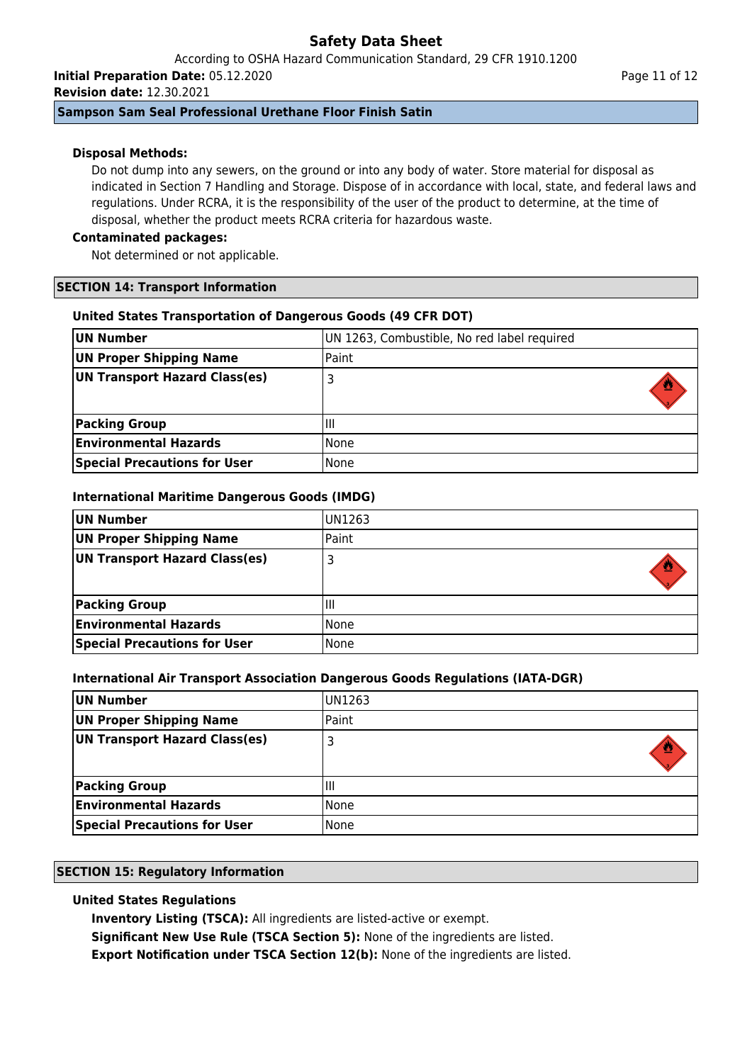**Disposal Methods:**

Do not dump into any sewers, on the ground or into any body of water. Store material for disposal as indicated in Section 7 Handling and Storage. Dispose of in accordance with local, state, and federal laws and regulations. Under RCRA, it is the responsibility of the user of the product to determine, at the time of disposal, whether the product meets RCRA criteria for hazardous waste.

**Contaminated packages:**

Not determined or not applicable.

## SECTION 14: Transport Information

### United States Transportation of Dangerous Goods (49 CFR DOT)

| UN Number | UN 1263, Combustible, No red label required |
|---|---|
| **UN Proper Shipping Name** | Paint |
| **UN Transport Hazard Class(es)** | 3 |
| **Packing Group** | III |
| **Environmental Hazards** | None |
| **Special Precautions for User** | None |

### International Maritime Dangerous Goods (IMDG)

| UN Number | UN1263 |
|---|---|
| **UN Proper Shipping Name** | Paint |
| **UN Transport Hazard Class(es)** | 3 |
| **Packing Group** | III |
| **Environmental Hazards** | None |
| **Special Precautions for User** | None |

### International Air Transport Association Dangerous Goods Regulations (IATA-DGR)

| UN Number | UN1263 |
|---|---|
| **UN Proper Shipping Name** | Paint |
| **UN Transport Hazard Class(es)** | 3 |
| **Packing Group** | III |
| **Environmental Hazards** | None |
| **Special Precautions for User** | None |

## SECTION 15: Regulatory Information

### United States Regulations

**Inventory Listing (TSCA):** All ingredients are listed-active or exempt.

**Significant New Use Rule (TSCA Section 5):** None of the ingredients are listed.

**Export Notification under TSCA Section 12(b):** None of the ingredients are listed.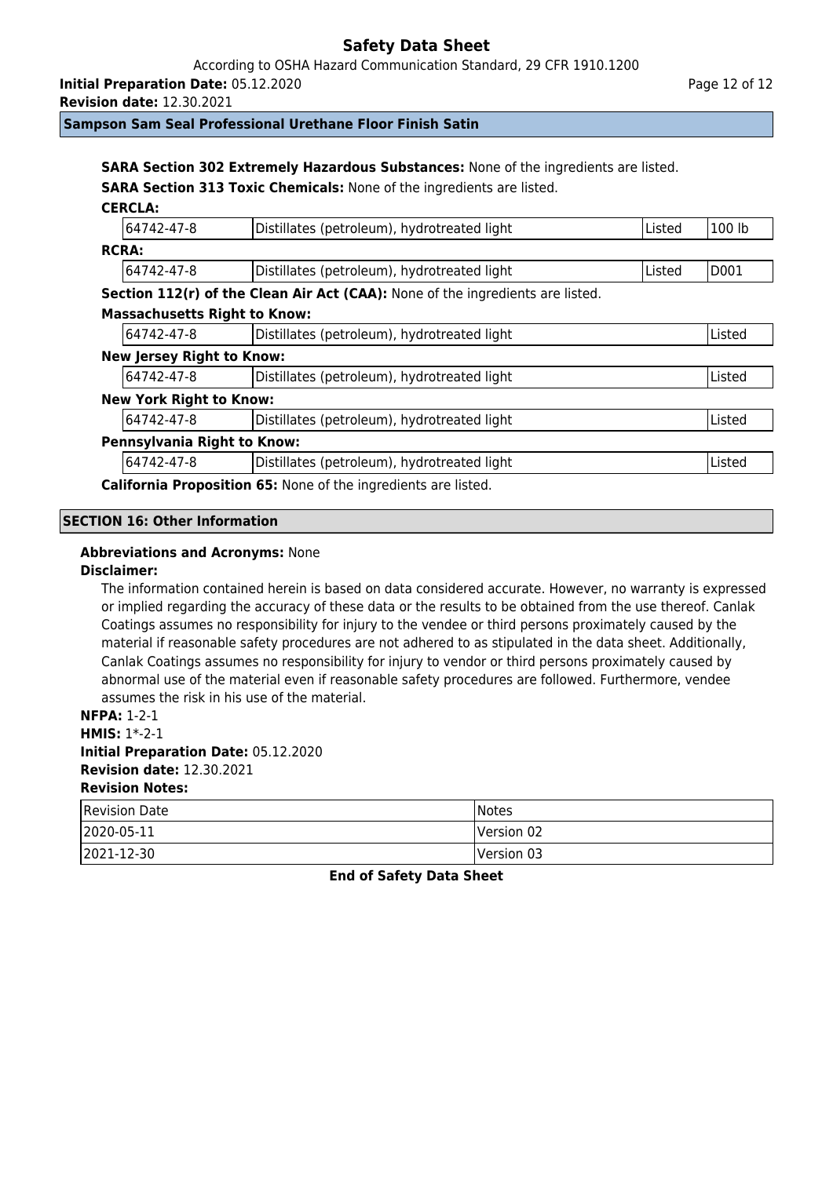**SARA Section 302 Extremely Hazardous Substances:** None of the ingredients are listed.

**SARA Section 313 Toxic Chemicals:** None of the ingredients are listed.

**CERCLA:**

| | | | |
|---|---|---|---|
| 64742-47-8 | Distillates (petroleum), hydrotreated light | Listed | 100 lb |

**RCRA:**

| | | | |
|---|---|---|---|
| 64742-47-8 | Distillates (petroleum), hydrotreated light | Listed | D001 |

**Section 112(r) of the Clean Air Act (CAA):** None of the ingredients are listed.

**Massachusetts Right to Know:**

| | | |
|---|---|---|
| 64742-47-8 | Distillates (petroleum), hydrotreated light | Listed |

**New Jersey Right to Know:**

| | | |
|---|---|---|
| 64742-47-8 | Distillates (petroleum), hydrotreated light | Listed |

**New York Right to Know:**

| | | |
|---|---|---|
| 64742-47-8 | Distillates (petroleum), hydrotreated light | Listed |

**Pennsylvania Right to Know:**

| | | |
|---|---|---|
| 64742-47-8 | Distillates (petroleum), hydrotreated light | Listed |

**California Proposition 65:** None of the ingredients are listed.

## SECTION 16: Other Information

**Abbreviations and Acronyms:** None

**Disclaimer:**

The information contained herein is based on data considered accurate. However, no warranty is expressed or implied regarding the accuracy of these data or the results to be obtained from the use thereof. Canlak Coatings assumes no responsibility for injury to the vendee or third persons proximately caused by the material if reasonable safety procedures are not adhered to as stipulated in the data sheet. Additionally, Canlak Coatings assumes no responsibility for injury to vendor or third persons proximately caused by abnormal use of the material even if reasonable safety procedures are followed. Furthermore, vendee assumes the risk in his use of the material.

**NFPA:** 1-2-1

**HMIS:** 1*-2-1

**Initial Preparation Date:** 05.12.2020

**Revision date:** 12.30.2021

**Revision Notes:**

| Revision Date | Notes |
|---|---|
| 2020-05-11 | Version 02 |
| 2021-12-30 | Version 03 |

**End of Safety Data Sheet**